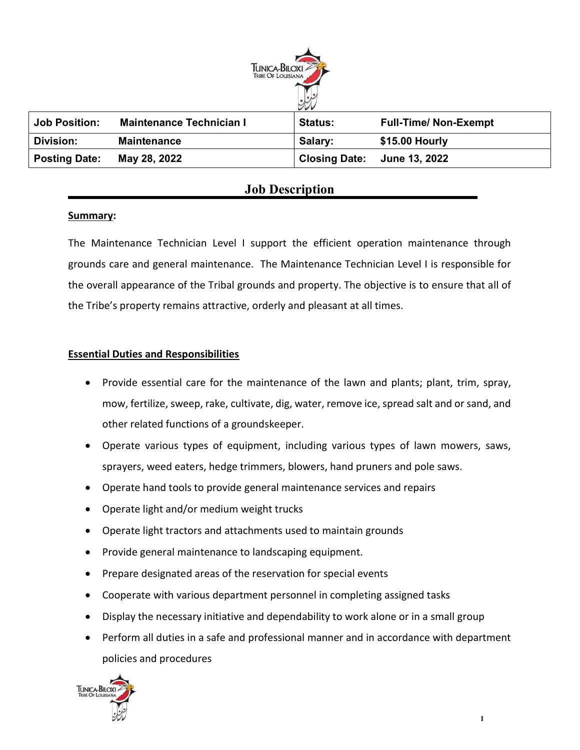| Job Position: | Maintenance Technician I | Status: | Full-Time/ Non-Exempt |
|---|---|---|---|
| Division: | Maintenance | Salary: | $15.00 Hourly |
| Posting Date: | May 28, 2022 | Closing Date: | June 13, 2022 |

# Job Description

**Summary:**

The Maintenance Technician Level I support the efficient operation maintenance through grounds care and general maintenance. The Maintenance Technician Level I is responsible for the overall appearance of the Tribal grounds and property. The objective is to ensure that all of the Tribe's property remains attractive, orderly and pleasant at all times.

**Essential Duties and Responsibilities**

- Provide essential care for the maintenance of the lawn and plants; plant, trim, spray, mow, fertilize, sweep, rake, cultivate, dig, water, remove ice, spread salt and or sand, and other related functions of a groundskeeper.
- Operate various types of equipment, including various types of lawn mowers, saws, sprayers, weed eaters, hedge trimmers, blowers, hand pruners and pole saws.
- Operate hand tools to provide general maintenance services and repairs
- Operate light and/or medium weight trucks
- Operate light tractors and attachments used to maintain grounds
- Provide general maintenance to landscaping equipment.
- Prepare designated areas of the reservation for special events
- Cooperate with various department personnel in completing assigned tasks
- Display the necessary initiative and dependability to work alone or in a small group
- Perform all duties in a safe and professional manner and in accordance with department policies and procedures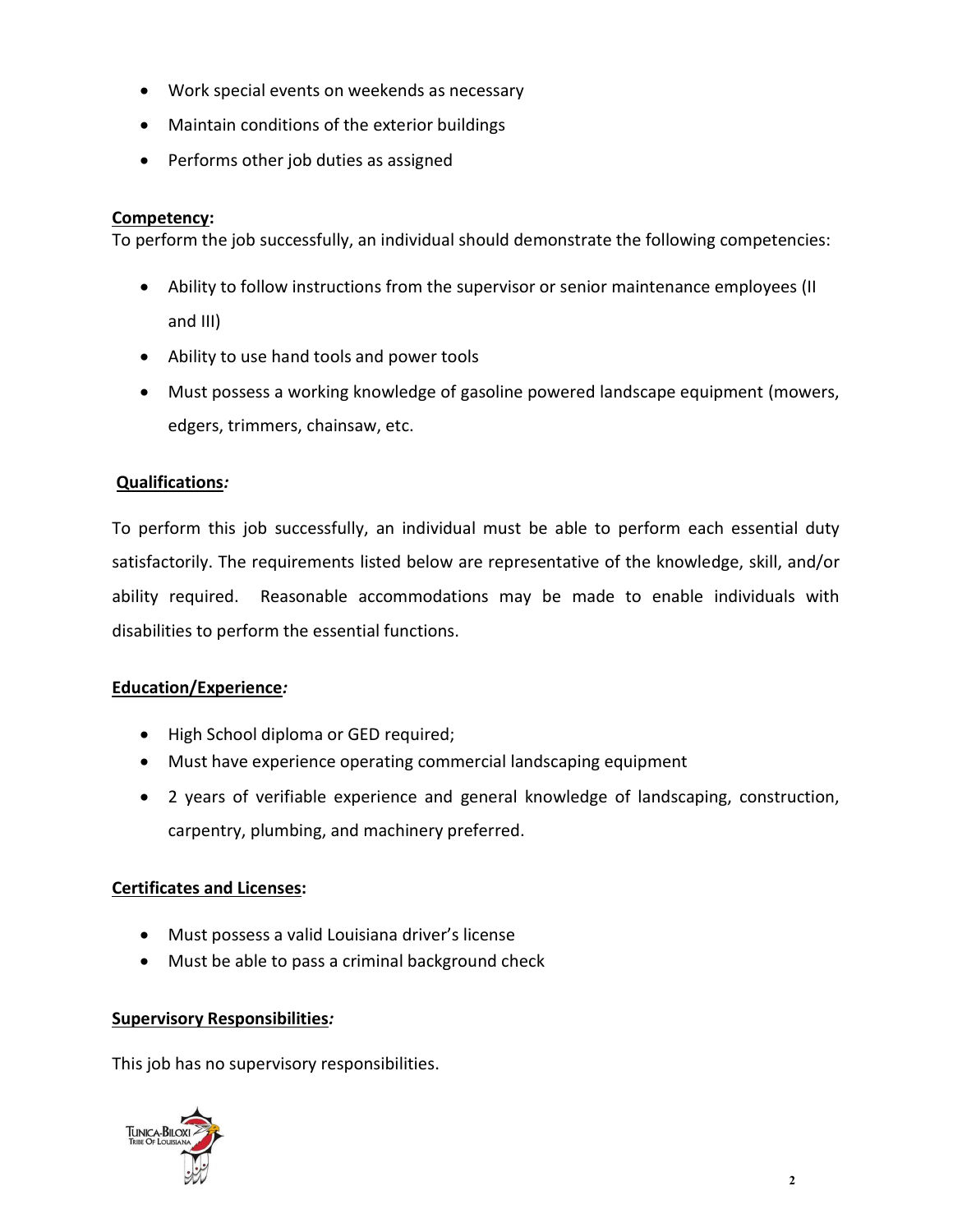- Work special events on weekends as necessary
- Maintain conditions of the exterior buildings
- Performs other job duties as assigned

**Competency:**

To perform the job successfully, an individual should demonstrate the following competencies:

- Ability to follow instructions from the supervisor or senior maintenance employees (II and III)
- Ability to use hand tools and power tools
- Must possess a working knowledge of gasoline powered landscape equipment (mowers, edgers, trimmers, chainsaw, etc.

**Qualifications*:***

To perform this job successfully, an individual must be able to perform each essential duty satisfactorily. The requirements listed below are representative of the knowledge, skill, and/or ability required. Reasonable accommodations may be made to enable individuals with disabilities to perform the essential functions.

**Education/Experience*:***

- High School diploma or GED required;
- Must have experience operating commercial landscaping equipment
- 2 years of verifiable experience and general knowledge of landscaping, construction, carpentry, plumbing, and machinery preferred.

**Certificates and Licenses:**

- Must possess a valid Louisiana driver's license
- Must be able to pass a criminal background check

**Supervisory Responsibilities*:***

This job has no supervisory responsibilities.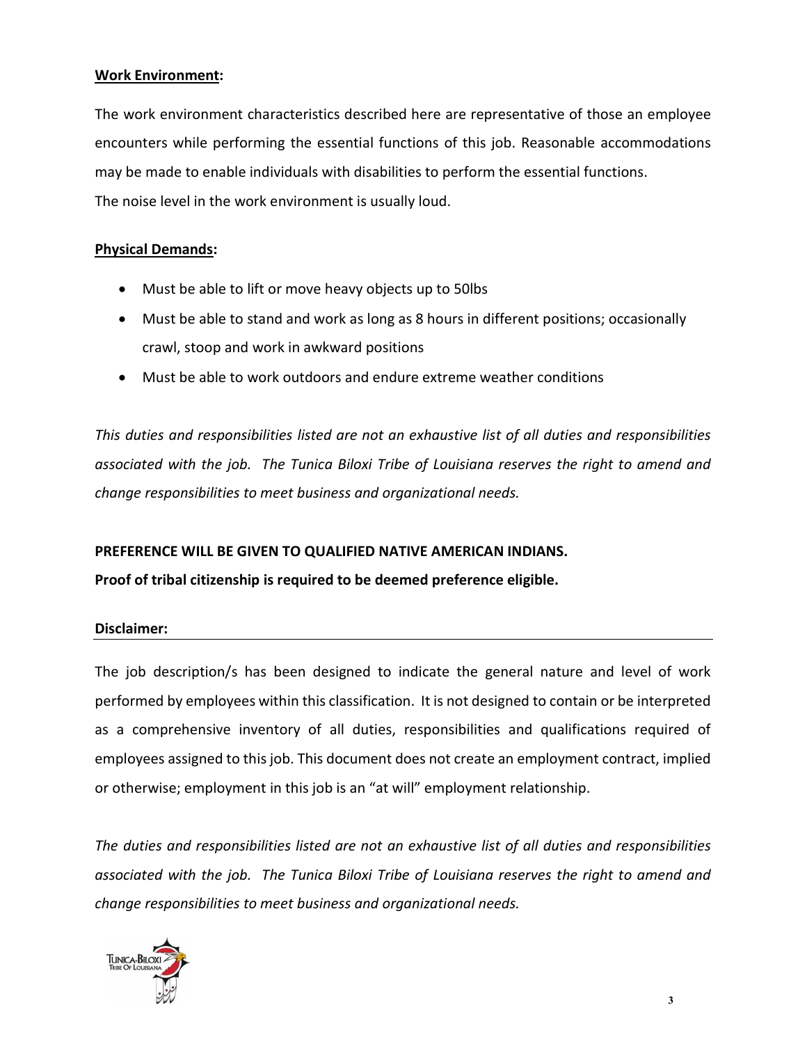**Work Environment:**

The work environment characteristics described here are representative of those an employee encounters while performing the essential functions of this job. Reasonable accommodations may be made to enable individuals with disabilities to perform the essential functions.
The noise level in the work environment is usually loud.

**Physical Demands:**

- Must be able to lift or move heavy objects up to 50lbs
- Must be able to stand and work as long as 8 hours in different positions; occasionally crawl, stoop and work in awkward positions
- Must be able to work outdoors and endure extreme weather conditions

*This duties and responsibilities listed are not an exhaustive list of all duties and responsibilities associated with the job. The Tunica Biloxi Tribe of Louisiana reserves the right to amend and change responsibilities to meet business and organizational needs.*

**PREFERENCE WILL BE GIVEN TO QUALIFIED NATIVE AMERICAN INDIANS.**

**Proof of tribal citizenship is required to be deemed preference eligible.**

**Disclaimer:**

The job description/s has been designed to indicate the general nature and level of work performed by employees within this classification. It is not designed to contain or be interpreted as a comprehensive inventory of all duties, responsibilities and qualifications required of employees assigned to this job. This document does not create an employment contract, implied or otherwise; employment in this job is an "at will" employment relationship.

*The duties and responsibilities listed are not an exhaustive list of all duties and responsibilities associated with the job. The Tunica Biloxi Tribe of Louisiana reserves the right to amend and change responsibilities to meet business and organizational needs.*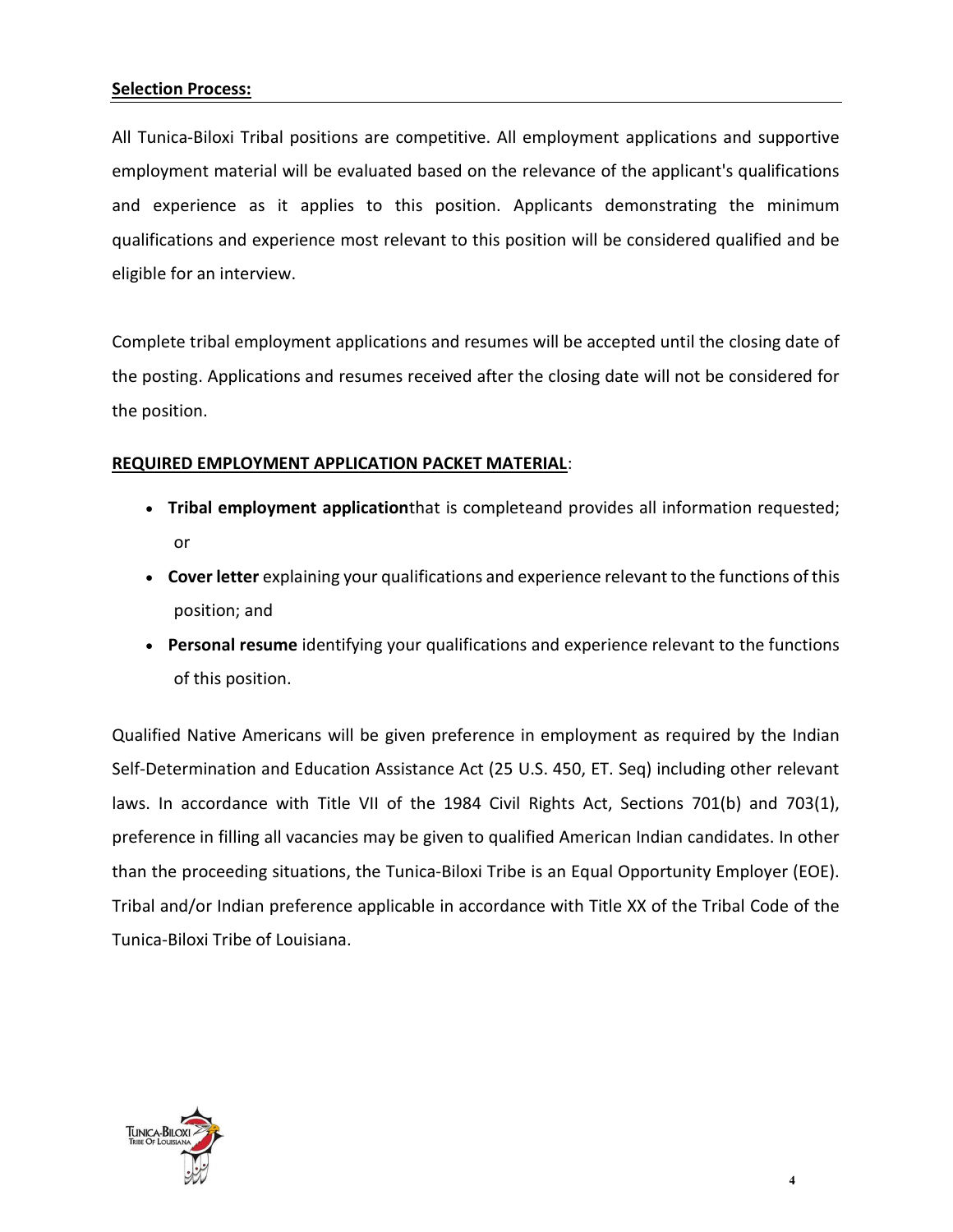**Selection Process:**

All Tunica-Biloxi Tribal positions are competitive. All employment applications and supportive employment material will be evaluated based on the relevance of the applicant's qualifications and experience as it applies to this position. Applicants demonstrating the minimum qualifications and experience most relevant to this position will be considered qualified and be eligible for an interview.

Complete tribal employment applications and resumes will be accepted until the closing date of the posting. Applications and resumes received after the closing date will not be considered for the position.

**REQUIRED EMPLOYMENT APPLICATION PACKET MATERIAL**:

- **Tribal employment application**that is completeand provides all information requested; or
- **Cover letter** explaining your qualifications and experience relevant to the functions of this position; and
- **Personal resume** identifying your qualifications and experience relevant to the functions of this position.

Qualified Native Americans will be given preference in employment as required by the Indian Self-Determination and Education Assistance Act (25 U.S. 450, ET. Seq) including other relevant laws. In accordance with Title VII of the 1984 Civil Rights Act, Sections 701(b) and 703(1), preference in filling all vacancies may be given to qualified American Indian candidates. In other than the proceeding situations, the Tunica-Biloxi Tribe is an Equal Opportunity Employer (EOE). Tribal and/or Indian preference applicable in accordance with Title XX of the Tribal Code of the Tunica-Biloxi Tribe of Louisiana.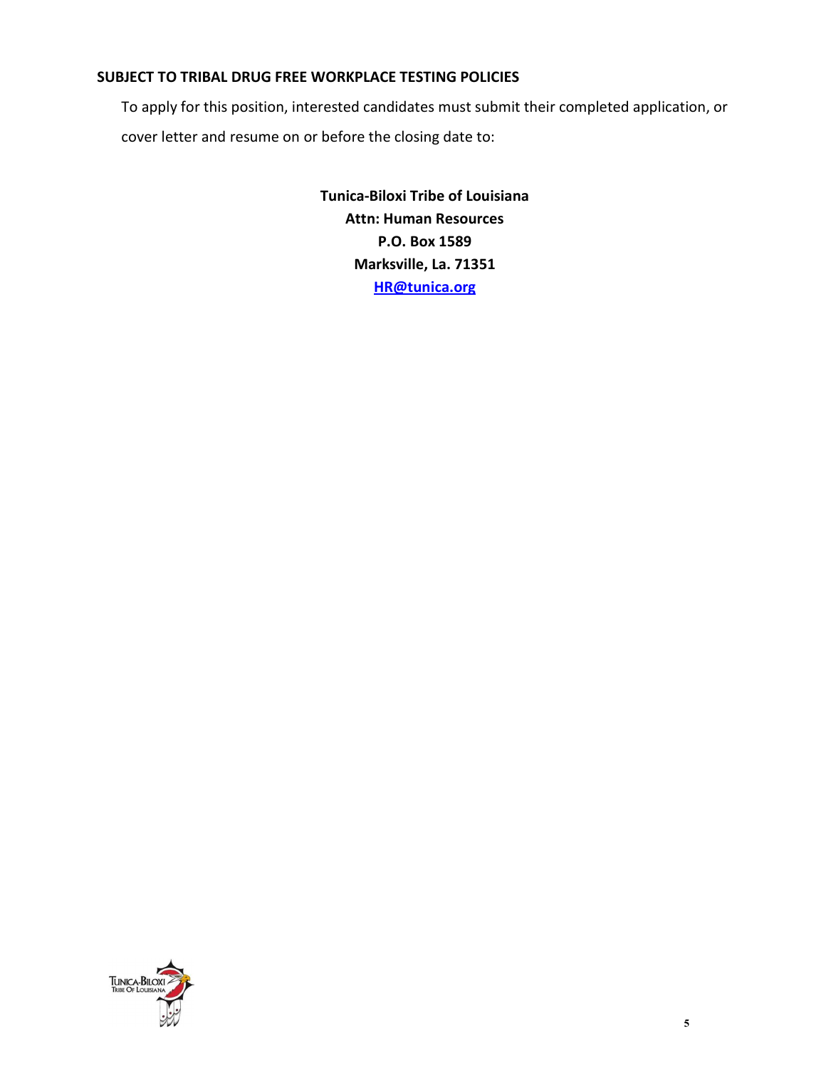**SUBJECT TO TRIBAL DRUG FREE WORKPLACE TESTING POLICIES**

To apply for this position, interested candidates must submit their completed application, or cover letter and resume on or before the closing date to:

**Tunica-Biloxi Tribe of Louisiana**
**Attn: Human Resources**
**P.O. Box 1589**
**Marksville, La. 71351**
**HR@tunica.org**